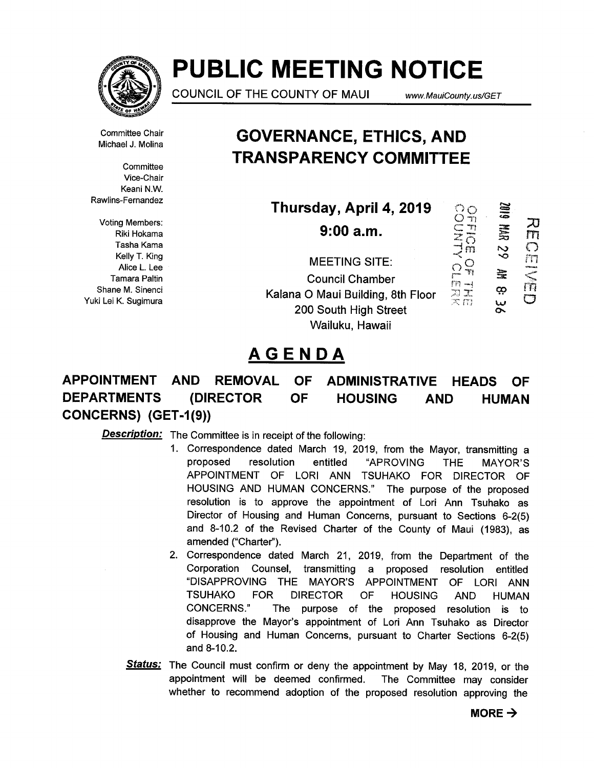# PUBLIC MEETING NOTICE

COUNCIL OF THE COUNTY OF MAUI www.MauiCounty.us/GET

Committee Chair
Michael J. Molina

Committee
Vice-Chair
Keani N.W.
Rawlins-Fernandez

Voting Members:
Riki Hokama
Tasha Kama
Kelly T. King
Alice L. Lee
Tamara Paltin
Shane M. Sinenci
Yuki Lei K. Sugimura

## GOVERNANCE, ETHICS, AND TRANSPARENCY COMMITTEE

**Thursday, April 4, 2019**

**9:00 a.m.**

MEETING SITE:
Council Chamber
Kalana O Maui Building, 8th Floor
200 South High Street
Wailuku, Hawaii

OFFICE OF THE COUNTY CLERK
2019 MAR 29 AM 8:36
RECEIVED

# AGENDA

## APPOINTMENT AND REMOVAL OF ADMINISTRATIVE HEADS OF DEPARTMENTS (DIRECTOR OF HOUSING AND HUMAN CONCERNS) (GET-1(9))

***Description:*** The Committee is in receipt of the following:

1. Correspondence dated March 19, 2019, from the Mayor, transmitting a proposed resolution entitled "APROVING THE MAYOR'S APPOINTMENT OF LORI ANN TSUHAKO FOR DIRECTOR OF HOUSING AND HUMAN CONCERNS." The purpose of the proposed resolution is to approve the appointment of Lori Ann Tsuhako as Director of Housing and Human Concerns, pursuant to Sections 6-2(5) and 8-10.2 of the Revised Charter of the County of Maui (1983), as amended ("Charter").
2. Correspondence dated March 21, 2019, from the Department of the Corporation Counsel, transmitting a proposed resolution entitled "DISAPPROVING THE MAYOR'S APPOINTMENT OF LORI ANN TSUHAKO FOR DIRECTOR OF HOUSING AND HUMAN CONCERNS." The purpose of the proposed resolution is to disapprove the Mayor's appointment of Lori Ann Tsuhako as Director of Housing and Human Concerns, pursuant to Charter Sections 6-2(5) and 8-10.2.

***Status:*** The Council must confirm or deny the appointment by May 18, 2019, or the appointment will be deemed confirmed. The Committee may consider whether to recommend adoption of the proposed resolution approving the

**MORE →**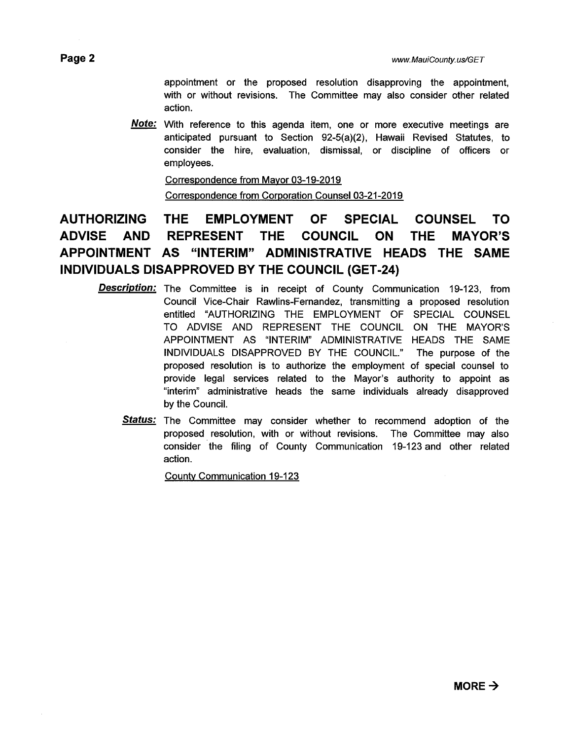appointment or the proposed resolution disapproving the appointment, with or without revisions. The Committee may also consider other related action.

***Note:*** With reference to this agenda item, one or more executive meetings are anticipated pursuant to Section 92-5(a)(2), Hawaii Revised Statutes, to consider the hire, evaluation, dismissal, or discipline of officers or employees.

Correspondence from Mayor 03-19-2019

Correspondence from Corporation Counsel 03-21-2019

## AUTHORIZING THE EMPLOYMENT OF SPECIAL COUNSEL TO ADVISE AND REPRESENT THE COUNCIL ON THE MAYOR'S APPOINTMENT AS "INTERIM" ADMINISTRATIVE HEADS THE SAME INDIVIDUALS DISAPPROVED BY THE COUNCIL (GET-24)

***Description:*** The Committee is in receipt of County Communication 19-123, from Council Vice-Chair Rawlins-Fernandez, transmitting a proposed resolution entitled "AUTHORIZING THE EMPLOYMENT OF SPECIAL COUNSEL TO ADVISE AND REPRESENT THE COUNCIL ON THE MAYOR'S APPOINTMENT AS "INTERIM" ADMINISTRATIVE HEADS THE SAME INDIVIDUALS DISAPPROVED BY THE COUNCIL." The purpose of the proposed resolution is to authorize the employment of special counsel to provide legal services related to the Mayor's authority to appoint as "interim" administrative heads the same individuals already disapproved by the Council.

***Status:*** The Committee may consider whether to recommend adoption of the proposed resolution, with or without revisions. The Committee may also consider the filing of County Communication 19-123 and other related action.

County Communication 19-123

**MORE →**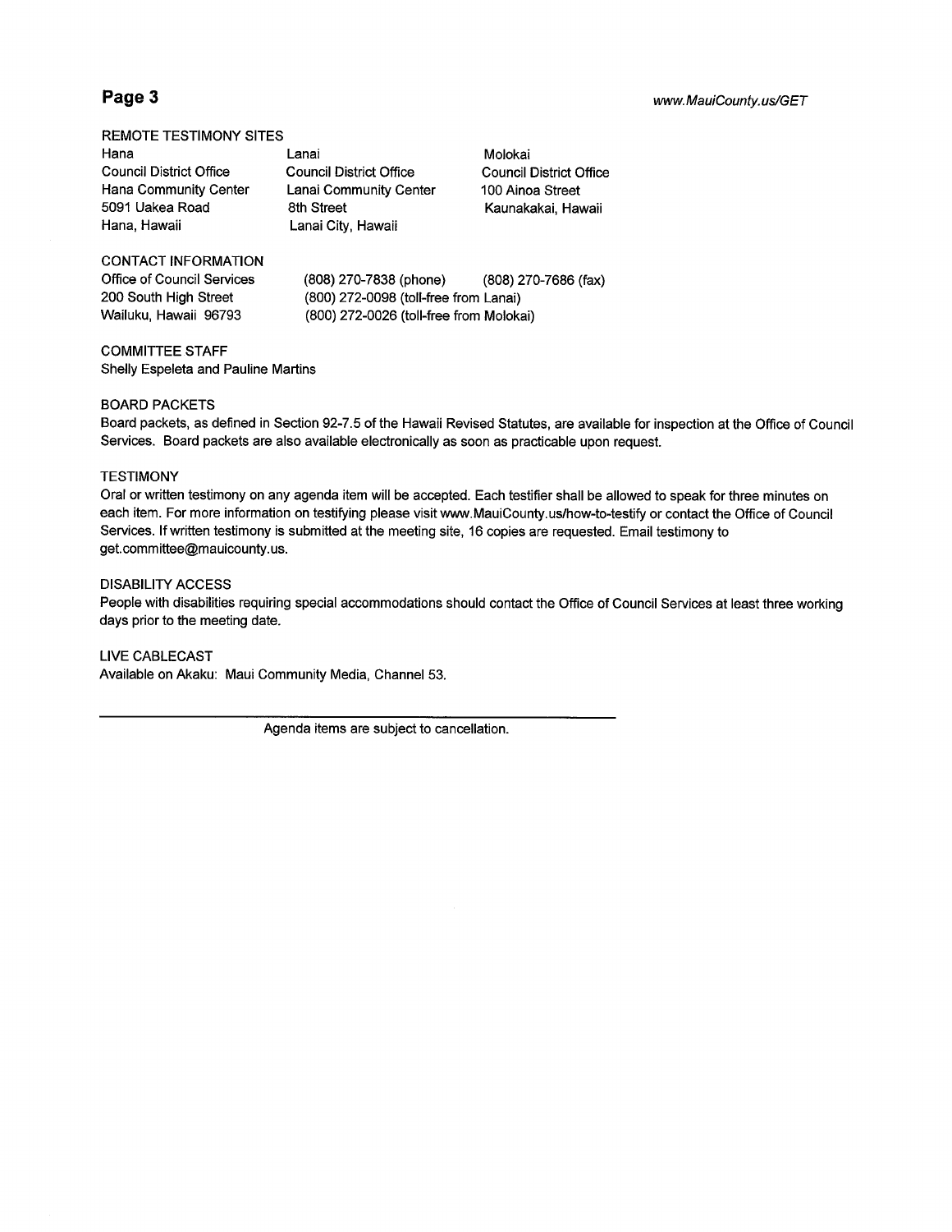REMOTE TESTIMONY SITES

| Hana | Lanai | Molokai |
| --- | --- | --- |
| Council District Office | Council District Office | Council District Office |
| Hana Community Center | Lanai Community Center | 100 Ainoa Street |
| 5091 Uakea Road | 8th Street | Kaunakakai, Hawaii |
| Hana, Hawaii | Lanai City, Hawaii | |

CONTACT INFORMATION

| | | |
| --- | --- | --- |
| Office of Council Services | (808) 270-7838 (phone) | (808) 270-7686 (fax) |
| 200 South High Street | (800) 272-0098 (toll-free from Lanai) | |
| Wailuku, Hawaii 96793 | (800) 272-0026 (toll-free from Molokai) | |

COMMITTEE STAFF

Shelly Espeleta and Pauline Martins

BOARD PACKETS

Board packets, as defined in Section 92-7.5 of the Hawaii Revised Statutes, are available for inspection at the Office of Council Services. Board packets are also available electronically as soon as practicable upon request.

TESTIMONY

Oral or written testimony on any agenda item will be accepted. Each testifier shall be allowed to speak for three minutes on each item. For more information on testifying please visit www.MauiCounty.us/how-to-testify or contact the Office of Council Services. If written testimony is submitted at the meeting site, 16 copies are requested. Email testimony to get.committee@mauicounty.us.

DISABILITY ACCESS

People with disabilities requiring special accommodations should contact the Office of Council Services at least three working days prior to the meeting date.

LIVE CABLECAST

Available on Akaku: Maui Community Media, Channel 53.

---

Agenda items are subject to cancellation.